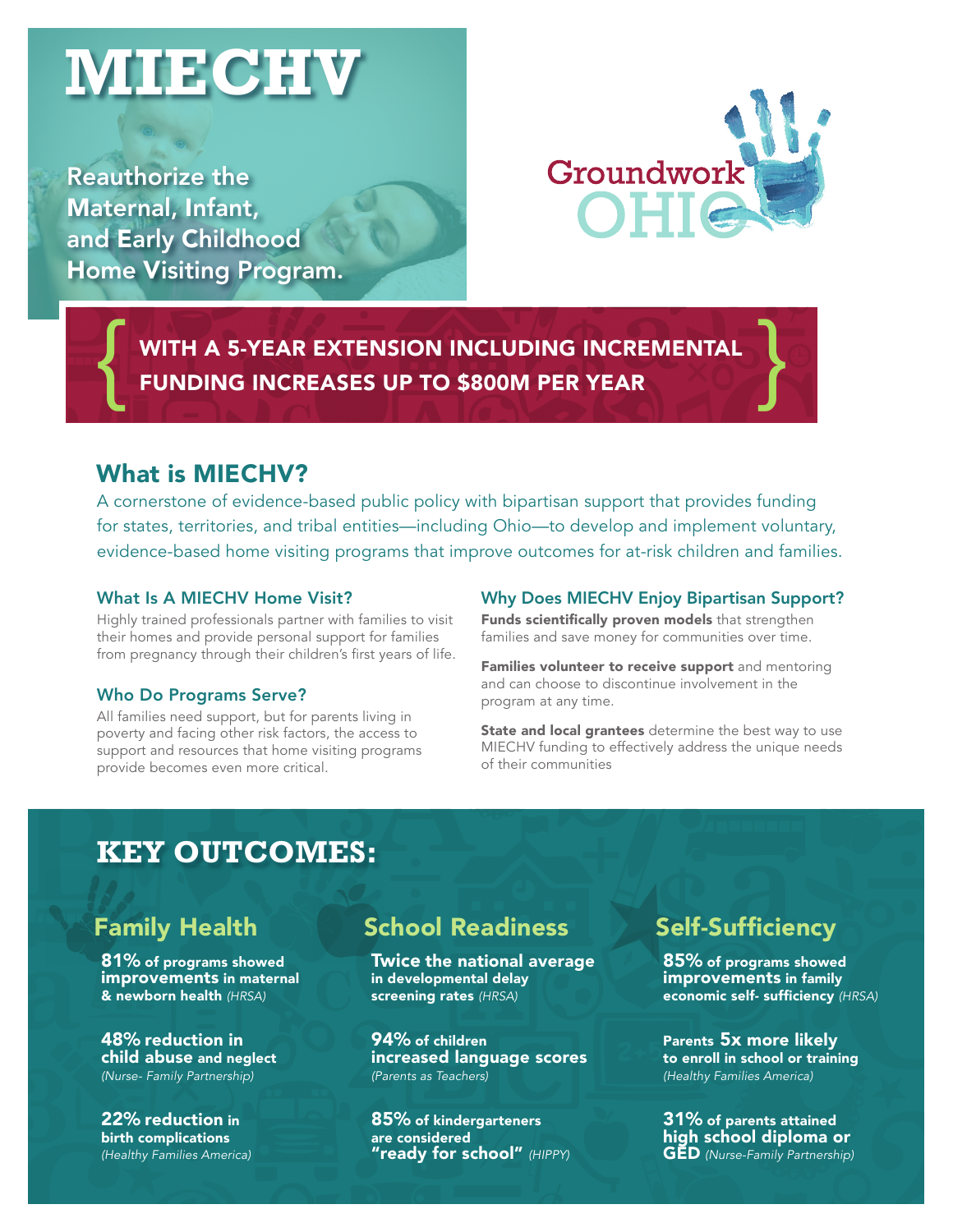# MIECHV

Reauthorize the Maternal, Infant, and Early Childhood Home Visiting Program.

Groundwork OHIO

**WITH A 5-YEAR EXTENSION INCLUDING INCREMENTAL FUNDING INCREASES UP TO $800M PER YEAR**

## What is MIECHV?

A cornerstone of evidence-based public policy with bipartisan support that provides funding for states, territories, and tribal entities—including Ohio—to develop and implement voluntary, evidence-based home visiting programs that improve outcomes for at-risk children and families.

### What Is A MIECHV Home Visit?

Highly trained professionals partner with families to visit their homes and provide personal support for families from pregnancy through their children's first years of life.

### Who Do Programs Serve?

All families need support, but for parents living in poverty and facing other risk factors, the access to support and resources that home visiting programs provide becomes even more critical.

### Why Does MIECHV Enjoy Bipartisan Support?

**Funds scientifically proven models** that strengthen families and save money for communities over time.

**Families volunteer to receive support** and mentoring and can choose to discontinue involvement in the program at any time.

**State and local grantees** determine the best way to use MIECHV funding to effectively address the unique needs of their communities

## KEY OUTCOMES:

### Family Health

**81%** of programs showed **improvements** in maternal & newborn health *(HRSA)*

**48% reduction in child abuse** and neglect *(Nurse- Family Partnership)*

**22% reduction** in birth complications *(Healthy Families America)*

### School Readiness

**Twice the national average** in developmental delay screening rates *(HRSA)*

**94%** of children **increased language scores** *(Parents as Teachers)*

**85%** of kindergarteners are considered **"ready for school"** *(HIPPY)*

### Self-Sufficiency

**85%** of programs showed **improvements** in family economic self- sufficiency *(HRSA)*

Parents **5x more likely** to enroll in school or training *(Healthy Families America)*

**31%** of parents attained **high school diploma or GED** *(Nurse-Family Partnership)*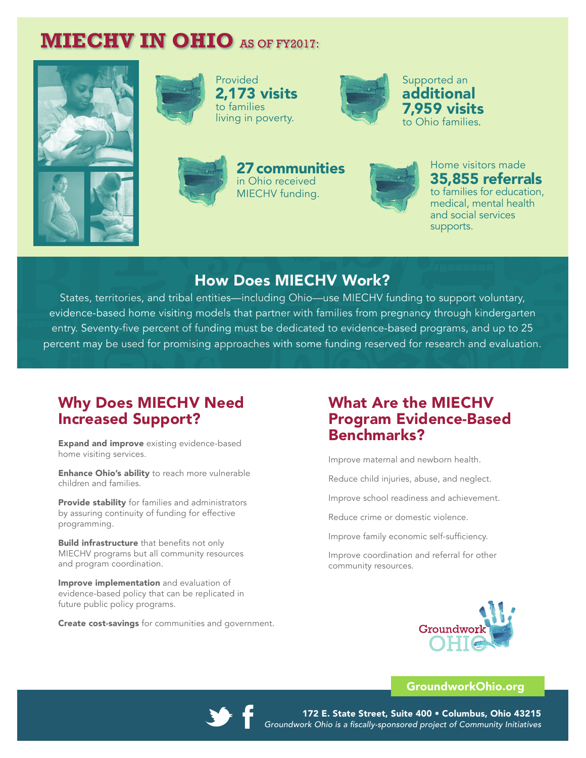# MIECHV IN OHIO AS OF FY2017:

Provided **2,173 visits** to families living in poverty.

Supported an **additional 7,959 visits** to Ohio families.

**27 communities** in Ohio received MIECHV funding.

Home visitors made **35,855 referrals** to families for education, medical, mental health and social services supports.

## How Does MIECHV Work?

States, territories, and tribal entities—including Ohio—use MIECHV funding to support voluntary, evidence-based home visiting models that partner with families from pregnancy through kindergarten entry. Seventy-five percent of funding must be dedicated to evidence-based programs, and up to 25 percent may be used for promising approaches with some funding reserved for research and evaluation.

## Why Does MIECHV Need Increased Support?

**Expand and improve** existing evidence-based home visiting services.

**Enhance Ohio's ability** to reach more vulnerable children and families.

**Provide stability** for families and administrators by assuring continuity of funding for effective programming.

**Build infrastructure** that benefits not only MIECHV programs but all community resources and program coordination.

**Improve implementation** and evaluation of evidence-based policy that can be replicated in future public policy programs.

**Create cost-savings** for communities and government.

## What Are the MIECHV Program Evidence-Based Benchmarks?

Improve maternal and newborn health.

Reduce child injuries, abuse, and neglect.

Improve school readiness and achievement.

Reduce crime or domestic violence.

Improve family economic self-sufficiency.

Improve coordination and referral for other community resources.

Groundwork OHIO

GroundworkOhio.org

172 E. State Street, Suite 400 • Columbus, Ohio 43215

*Groundwork Ohio is a fiscally-sponsored project of Community Initiatives*